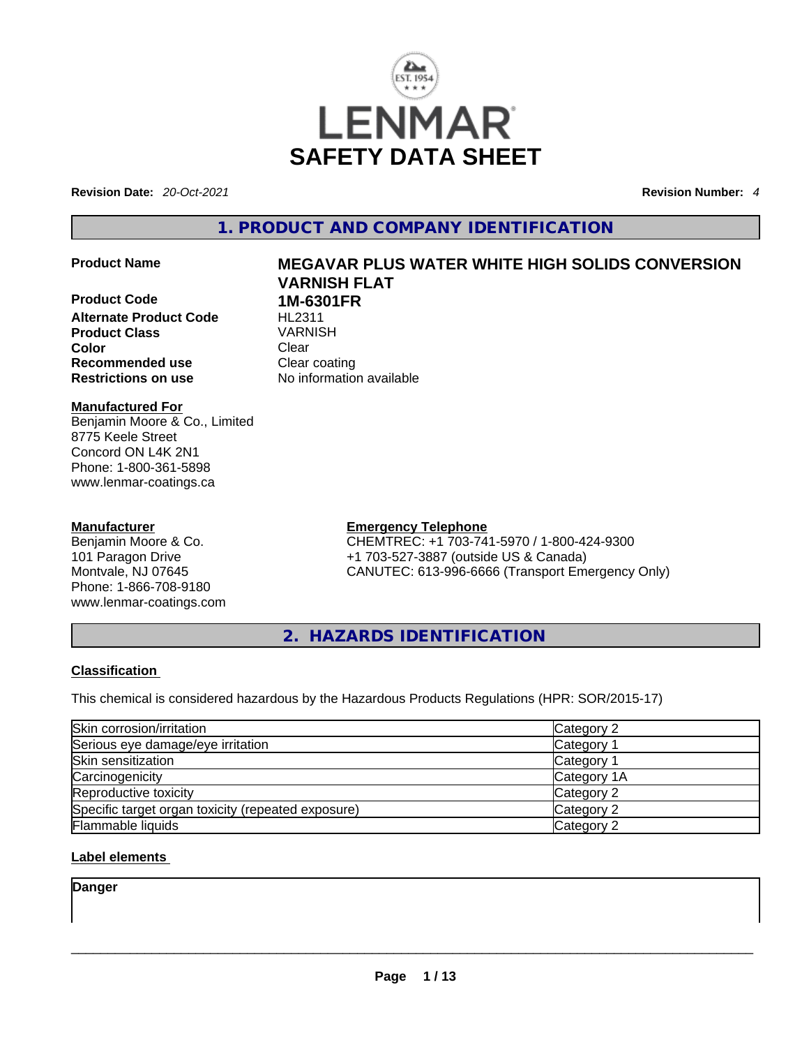# SAFETY DATA SHEET

**Revision Date:** *20-Oct-2021* **Revision Number:** *4*

## 1. PRODUCT AND COMPANY IDENTIFICATION

| | |
|---|---|
| **Product Name** | **MEGAVAR PLUS WATER WHITE HIGH SOLIDS CONVERSION VARNISH FLAT** |
| **Product Code** | **1M-6301FR** |
| **Alternate Product Code** | HL2311 |
| **Product Class** | VARNISH |
| **Color** | Clear |
| **Recommended use** | Clear coating |
| **Restrictions on use** | No information available |

**Manufactured For**
Benjamin Moore & Co., Limited
8775 Keele Street
Concord ON L4K 2N1
Phone: 1-800-361-5898
www.lenmar-coatings.ca

**Manufacturer**
Benjamin Moore & Co.
101 Paragon Drive
Montvale, NJ 07645
Phone: 1-866-708-9180
www.lenmar-coatings.com

**Emergency Telephone**
CHEMTREC: +1 703-741-5970 / 1-800-424-9300
+1 703-527-3887 (outside US & Canada)
CANUTEC: 613-996-6666 (Transport Emergency Only)

## 2. HAZARDS IDENTIFICATION

**Classification**

This chemical is considered hazardous by the Hazardous Products Regulations (HPR: SOR/2015-17)

| Hazard | Category |
|---|---|
| Skin corrosion/irritation | Category 2 |
| Serious eye damage/eye irritation | Category 1 |
| Skin sensitization | Category 1 |
| Carcinogenicity | Category 1A |
| Reproductive toxicity | Category 2 |
| Specific target organ toxicity (repeated exposure) | Category 2 |
| Flammable liquids | Category 2 |

**Label elements**

**Danger**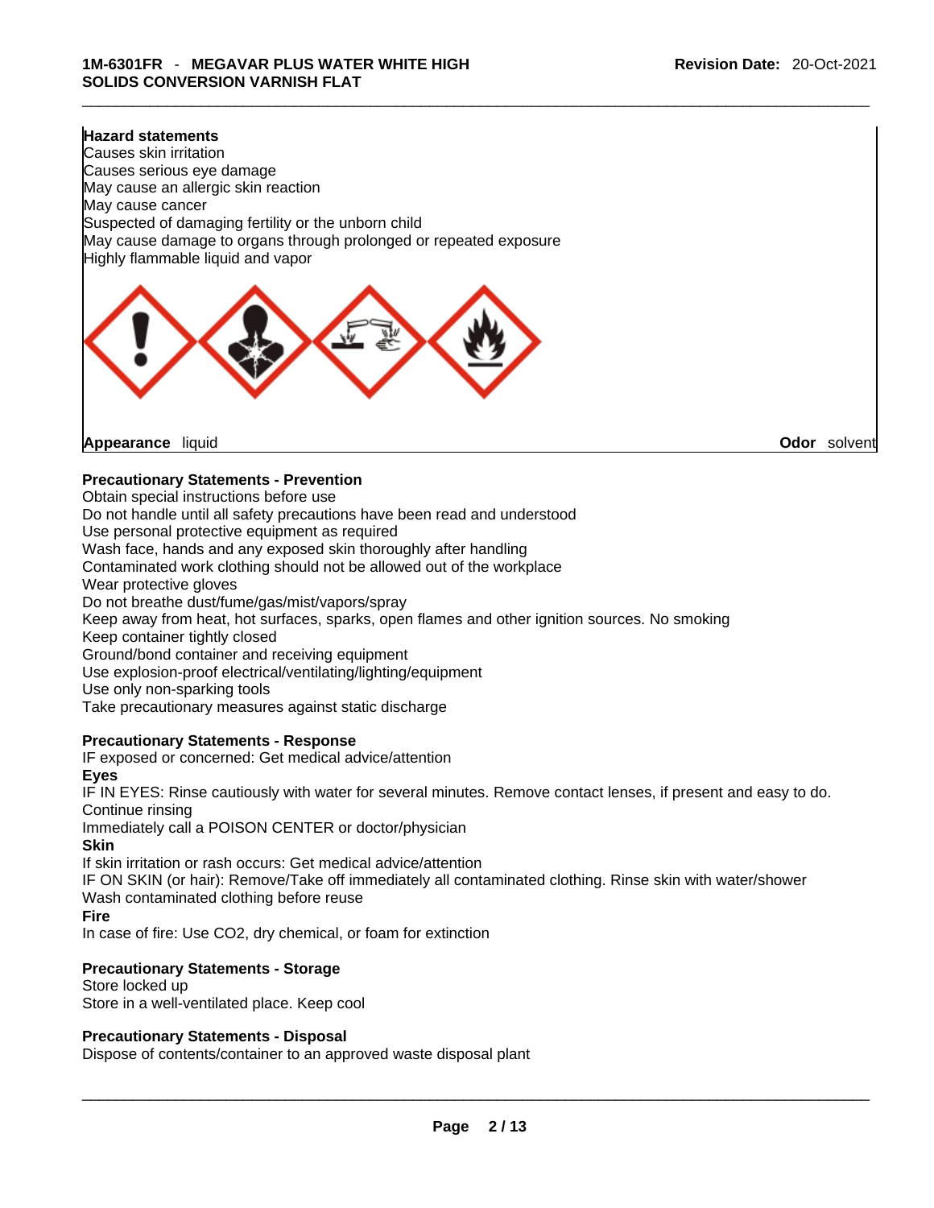**Hazard statements**
Causes skin irritation
Causes serious eye damage
May cause an allergic skin reaction
May cause cancer
Suspected of damaging fertility or the unborn child
May cause damage to organs through prolonged or repeated exposure
Highly flammable liquid and vapor

**Appearance** liquid **Odor** solvent

**Precautionary Statements - Prevention**
Obtain special instructions before use
Do not handle until all safety precautions have been read and understood
Use personal protective equipment as required
Wash face, hands and any exposed skin thoroughly after handling
Contaminated work clothing should not be allowed out of the workplace
Wear protective gloves
Do not breathe dust/fume/gas/mist/vapors/spray
Keep away from heat, hot surfaces, sparks, open flames and other ignition sources. No smoking
Keep container tightly closed
Ground/bond container and receiving equipment
Use explosion-proof electrical/ventilating/lighting/equipment
Use only non-sparking tools
Take precautionary measures against static discharge

**Precautionary Statements - Response**
IF exposed or concerned: Get medical advice/attention
**Eyes**
IF IN EYES: Rinse cautiously with water for several minutes. Remove contact lenses, if present and easy to do. Continue rinsing
Immediately call a POISON CENTER or doctor/physician
**Skin**
If skin irritation or rash occurs: Get medical advice/attention
IF ON SKIN (or hair): Remove/Take off immediately all contaminated clothing. Rinse skin with water/shower
Wash contaminated clothing before reuse
**Fire**
In case of fire: Use CO2, dry chemical, or foam for extinction

**Precautionary Statements - Storage**
Store locked up
Store in a well-ventilated place. Keep cool

**Precautionary Statements - Disposal**
Dispose of contents/container to an approved waste disposal plant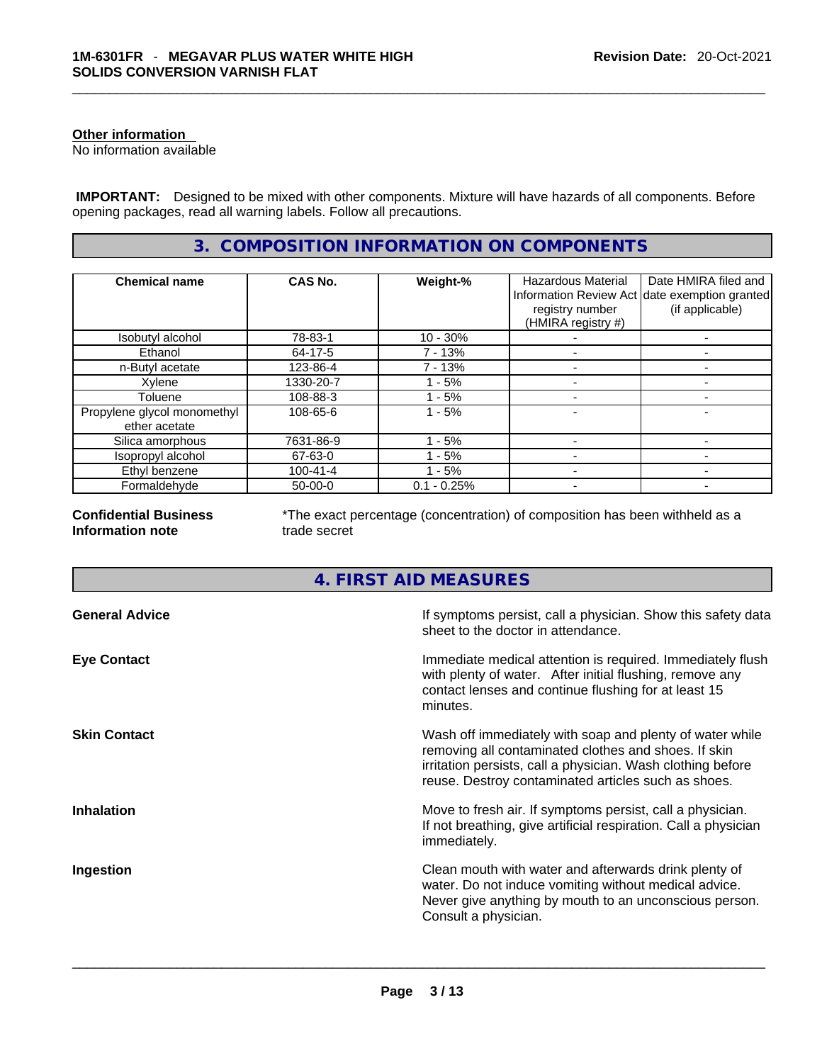**Other information**
No information available

**IMPORTANT:** Designed to be mixed with other components. Mixture will have hazards of all components. Before opening packages, read all warning labels. Follow all precautions.

## 3. COMPOSITION INFORMATION ON COMPONENTS

| Chemical name | CAS No. | Weight-% | Hazardous Material Information Review Act registry number (HMIRA registry #) | Date HMIRA filed and date exemption granted (if applicable) |
|---|---|---|---|---|
| Isobutyl alcohol | 78-83-1 | 10 - 30% | - | - |
| Ethanol | 64-17-5 | 7 - 13% | - | - |
| n-Butyl acetate | 123-86-4 | 7 - 13% | - | - |
| Xylene | 1330-20-7 | 1 - 5% | - | - |
| Toluene | 108-88-3 | 1 - 5% | - | - |
| Propylene glycol monomethyl ether acetate | 108-65-6 | 1 - 5% | - | - |
| Silica amorphous | 7631-86-9 | 1 - 5% | - | - |
| Isopropyl alcohol | 67-63-0 | 1 - 5% | - | - |
| Ethyl benzene | 100-41-4 | 1 - 5% | - | - |
| Formaldehyde | 50-00-0 | 0.1 - 0.25% | - | - |

**Confidential Business Information note** — *The exact percentage (concentration) of composition has been withheld as a trade secret

## 4. FIRST AID MEASURES

**General Advice** — If symptoms persist, call a physician. Show this safety data sheet to the doctor in attendance.

**Eye Contact** — Immediate medical attention is required. Immediately flush with plenty of water. After initial flushing, remove any contact lenses and continue flushing for at least 15 minutes.

**Skin Contact** — Wash off immediately with soap and plenty of water while removing all contaminated clothes and shoes. If skin irritation persists, call a physician. Wash clothing before reuse. Destroy contaminated articles such as shoes.

**Inhalation** — Move to fresh air. If symptoms persist, call a physician. If not breathing, give artificial respiration. Call a physician immediately.

**Ingestion** — Clean mouth with water and afterwards drink plenty of water. Do not induce vomiting without medical advice. Never give anything by mouth to an unconscious person. Consult a physician.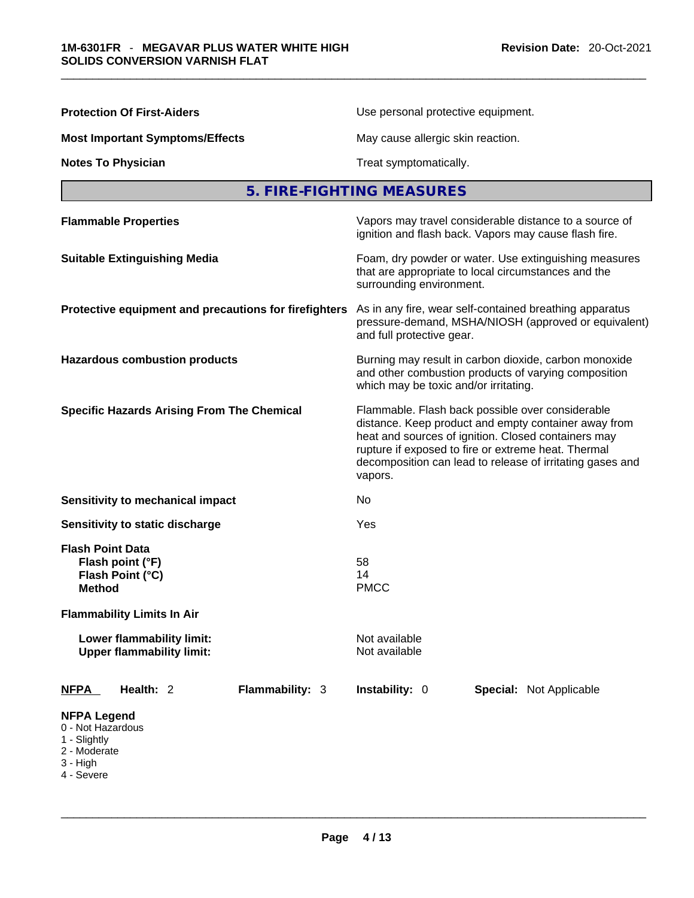| | |
|---|---|
| **Protection Of First-Aiders** | Use personal protective equipment. |
| **Most Important Symptoms/Effects** | May cause allergic skin reaction. |
| **Notes To Physician** | Treat symptomatically. |

## 5. FIRE-FIGHTING MEASURES

| | |
|---|---|
| **Flammable Properties** | Vapors may travel considerable distance to a source of ignition and flash back. Vapors may cause flash fire. |
| **Suitable Extinguishing Media** | Foam, dry powder or water. Use extinguishing measures that are appropriate to local circumstances and the surrounding environment. |
| **Protective equipment and precautions for firefighters** | As in any fire, wear self-contained breathing apparatus pressure-demand, MSHA/NIOSH (approved or equivalent) and full protective gear. |
| **Hazardous combustion products** | Burning may result in carbon dioxide, carbon monoxide and other combustion products of varying composition which may be toxic and/or irritating. |
| **Specific Hazards Arising From The Chemical** | Flammable. Flash back possible over considerable distance. Keep product and empty container away from heat and sources of ignition. Closed containers may rupture if exposed to fire or extreme heat. Thermal decomposition can lead to release of irritating gases and vapors. |
| **Sensitivity to mechanical impact** | No |
| **Sensitivity to static discharge** | Yes |

**Flash Point Data**

| | |
|---|---|
| **Flash point (°F)** | 58 |
| **Flash Point (°C)** | 14 |
| **Method** | PMCC |

**Flammability Limits In Air**

| | |
|---|---|
| **Lower flammability limit:** | Not available |
| **Upper flammability limit:** | Not available |

| **NFPA** | **Health:** 2 | **Flammability:** 3 | **Instability:** 0 | **Special:** Not Applicable |
|---|---|---|---|---|

**NFPA Legend**
- 0 - Not Hazardous
- 1 - Slightly
- 2 - Moderate
- 3 - High
- 4 - Severe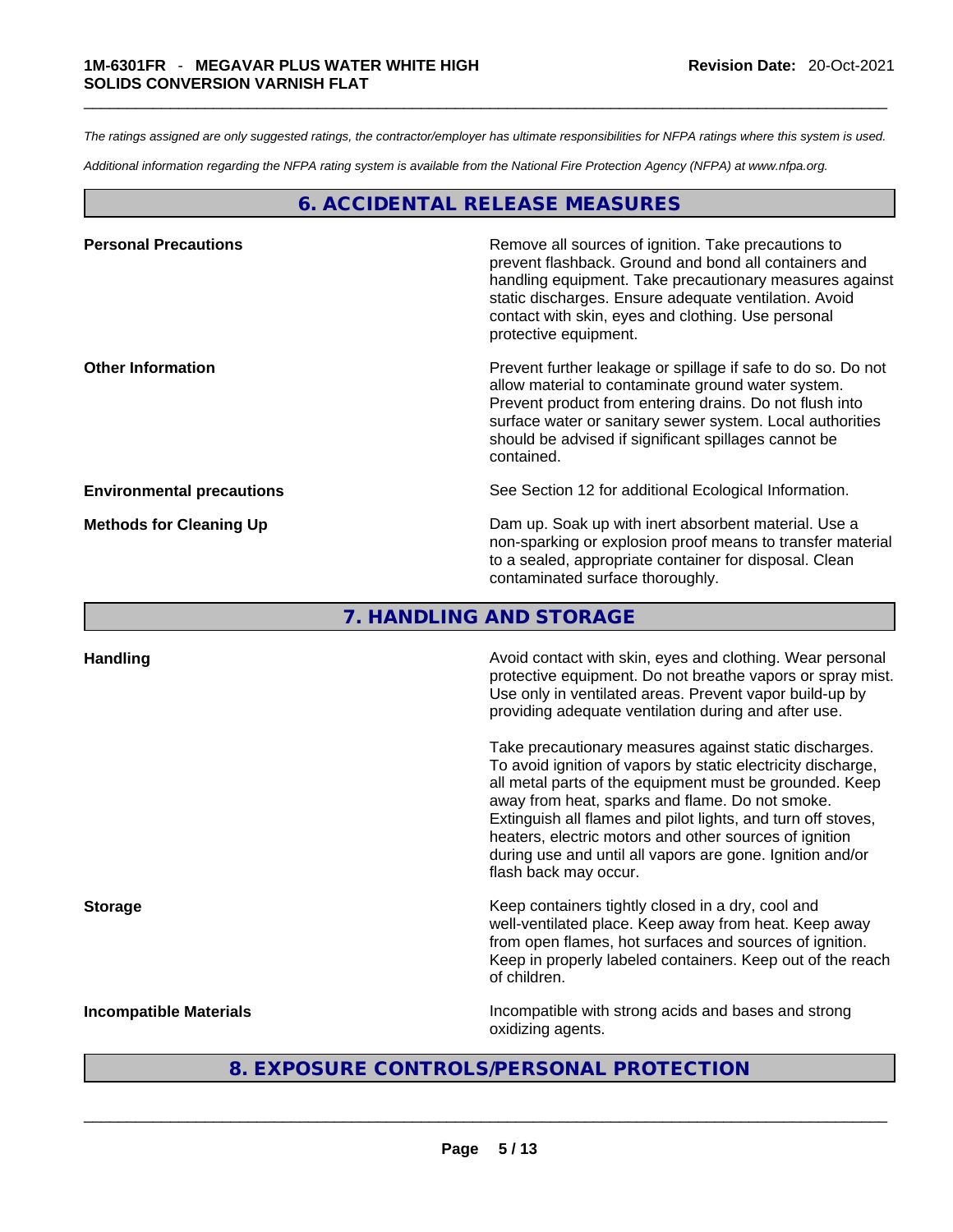*The ratings assigned are only suggested ratings, the contractor/employer has ultimate responsibilities for NFPA ratings where this system is used.*

*Additional information regarding the NFPA rating system is available from the National Fire Protection Agency (NFPA) at www.nfpa.org.*

## 6. ACCIDENTAL RELEASE MEASURES

**Personal Precautions**

Remove all sources of ignition. Take precautions to prevent flashback. Ground and bond all containers and handling equipment. Take precautionary measures against static discharges. Ensure adequate ventilation. Avoid contact with skin, eyes and clothing. Use personal protective equipment.

**Other Information**

Prevent further leakage or spillage if safe to do so. Do not allow material to contaminate ground water system. Prevent product from entering drains. Do not flush into surface water or sanitary sewer system. Local authorities should be advised if significant spillages cannot be contained.

**Environmental precautions**

See Section 12 for additional Ecological Information.

**Methods for Cleaning Up**

Dam up. Soak up with inert absorbent material. Use a non-sparking or explosion proof means to transfer material to a sealed, appropriate container for disposal. Clean contaminated surface thoroughly.

## 7. HANDLING AND STORAGE

**Handling**

Avoid contact with skin, eyes and clothing. Wear personal protective equipment. Do not breathe vapors or spray mist. Use only in ventilated areas. Prevent vapor build-up by providing adequate ventilation during and after use.

Take precautionary measures against static discharges. To avoid ignition of vapors by static electricity discharge, all metal parts of the equipment must be grounded. Keep away from heat, sparks and flame. Do not smoke. Extinguish all flames and pilot lights, and turn off stoves, heaters, electric motors and other sources of ignition during use and until all vapors are gone. Ignition and/or flash back may occur.

**Storage**

Keep containers tightly closed in a dry, cool and well-ventilated place. Keep away from heat. Keep away from open flames, hot surfaces and sources of ignition. Keep in properly labeled containers. Keep out of the reach of children.

**Incompatible Materials**

Incompatible with strong acids and bases and strong oxidizing agents.

## 8. EXPOSURE CONTROLS/PERSONAL PROTECTION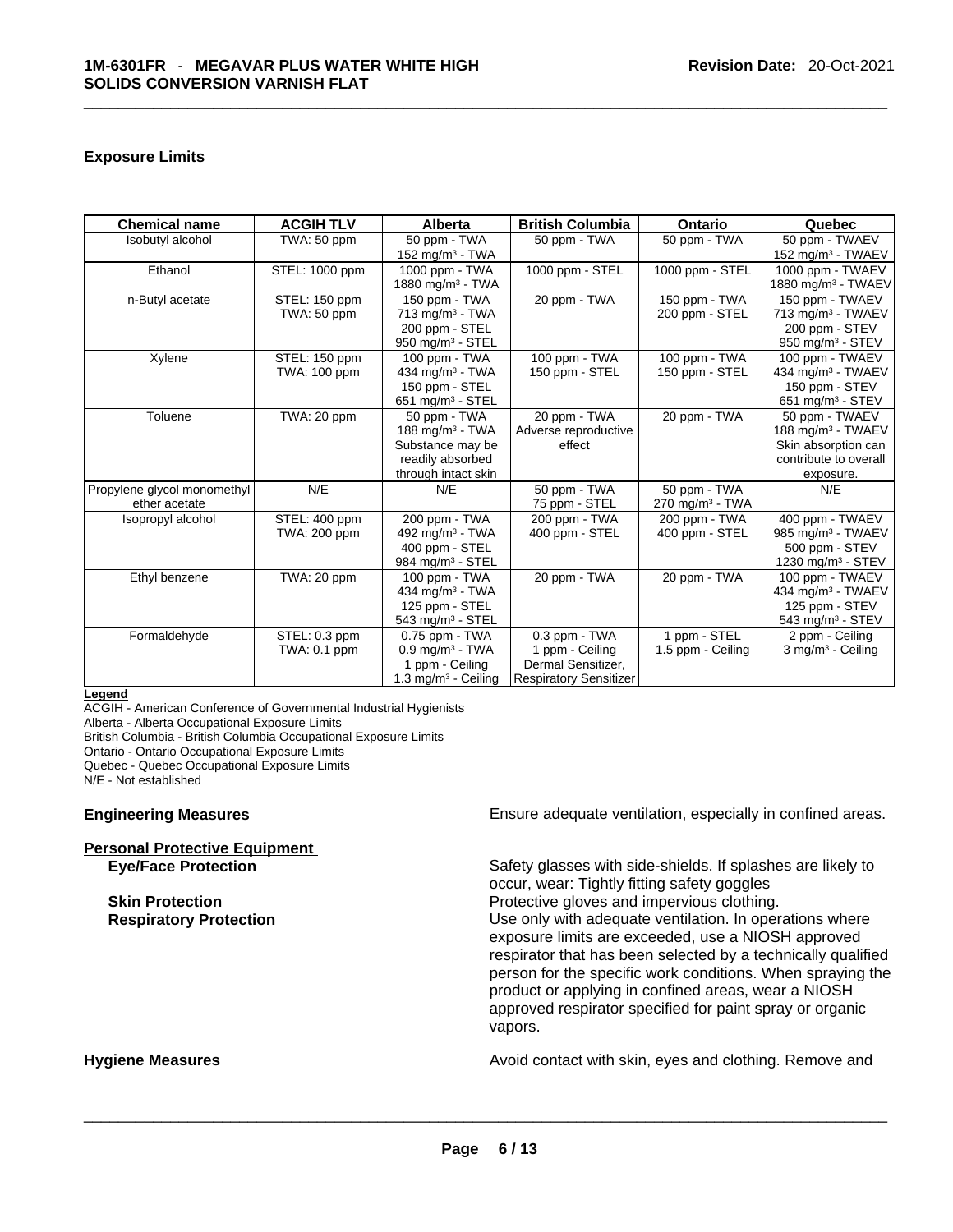### Exposure Limits

| Chemical name | ACGIH TLV | Alberta | British Columbia | Ontario | Quebec |
|---|---|---|---|---|---|
| Isobutyl alcohol | TWA: 50 ppm | 50 ppm - TWA<br>152 mg/m³ - TWA | 50 ppm - TWA | 50 ppm - TWA | 50 ppm - TWAEV<br>152 mg/m³ - TWAEV |
| Ethanol | STEL: 1000 ppm | 1000 ppm - TWA<br>1880 mg/m³ - TWA | 1000 ppm - STEL | 1000 ppm - STEL | 1000 ppm - TWAEV<br>1880 mg/m³ - TWAEV |
| n-Butyl acetate | STEL: 150 ppm<br>TWA: 50 ppm | 150 ppm - TWA<br>713 mg/m³ - TWA<br>200 ppm - STEL<br>950 mg/m³ - STEL | 20 ppm - TWA | 150 ppm - TWA<br>200 ppm - STEL | 150 ppm - TWAEV<br>713 mg/m³ - TWAEV<br>200 ppm - STEV<br>950 mg/m³ - STEV |
| Xylene | STEL: 150 ppm<br>TWA: 100 ppm | 100 ppm - TWA<br>434 mg/m³ - TWA<br>150 ppm - STEL<br>651 mg/m³ - STEL | 100 ppm - TWA<br>150 ppm - STEL | 100 ppm - TWA<br>150 ppm - STEL | 100 ppm - TWAEV<br>434 mg/m³ - TWAEV<br>150 ppm - STEV<br>651 mg/m³ - STEV |
| Toluene | TWA: 20 ppm | 50 ppm - TWA<br>188 mg/m³ - TWA<br>Substance may be readily absorbed through intact skin | 20 ppm - TWA<br>Adverse reproductive effect | 20 ppm - TWA | 50 ppm - TWAEV<br>188 mg/m³ - TWAEV<br>Skin absorption can contribute to overall exposure. |
| Propylene glycol monomethyl ether acetate | N/E | N/E | 50 ppm - TWA<br>75 ppm - STEL | 50 ppm - TWA<br>270 mg/m³ - TWA | N/E |
| Isopropyl alcohol | STEL: 400 ppm<br>TWA: 200 ppm | 200 ppm - TWA<br>492 mg/m³ - TWA<br>400 ppm - STEL<br>984 mg/m³ - STEL | 200 ppm - TWA<br>400 ppm - STEL | 200 ppm - TWA<br>400 ppm - STEL | 400 ppm - TWAEV<br>985 mg/m³ - TWAEV<br>500 ppm - STEV<br>1230 mg/m³ - STEV |
| Ethyl benzene | TWA: 20 ppm | 100 ppm - TWA<br>434 mg/m³ - TWA<br>125 ppm - STEL<br>543 mg/m³ - STEL | 20 ppm - TWA | 20 ppm - TWA | 100 ppm - TWAEV<br>434 mg/m³ - TWAEV<br>125 ppm - STEV<br>543 mg/m³ - STEV |
| Formaldehyde | STEL: 0.3 ppm<br>TWA: 0.1 ppm | 0.75 ppm - TWA<br>0.9 mg/m³ - TWA<br>1 ppm - Ceiling<br>1.3 mg/m³ - Ceiling | 0.3 ppm - TWA<br>1 ppm - Ceiling<br>Dermal Sensitizer,<br>Respiratory Sensitizer | 1 ppm - STEL<br>1.5 ppm - Ceiling | 2 ppm - Ceiling<br>3 mg/m³ - Ceiling |

**Legend**
ACGIH - American Conference of Governmental Industrial Hygienists
Alberta - Alberta Occupational Exposure Limits
British Columbia - British Columbia Occupational Exposure Limits
Ontario - Ontario Occupational Exposure Limits
Quebec - Quebec Occupational Exposure Limits
N/E - Not established

**Engineering Measures** Ensure adequate ventilation, especially in confined areas.

**Personal Protective Equipment**

**Eye/Face Protection** Safety glasses with side-shields. If splashes are likely to occur, wear: Tightly fitting safety goggles

**Skin Protection** Protective gloves and impervious clothing.

**Respiratory Protection** Use only with adequate ventilation. In operations where exposure limits are exceeded, use a NIOSH approved respirator that has been selected by a technically qualified person for the specific work conditions. When spraying the product or applying in confined areas, wear a NIOSH approved respirator specified for paint spray or organic vapors.

**Hygiene Measures** Avoid contact with skin, eyes and clothing. Remove and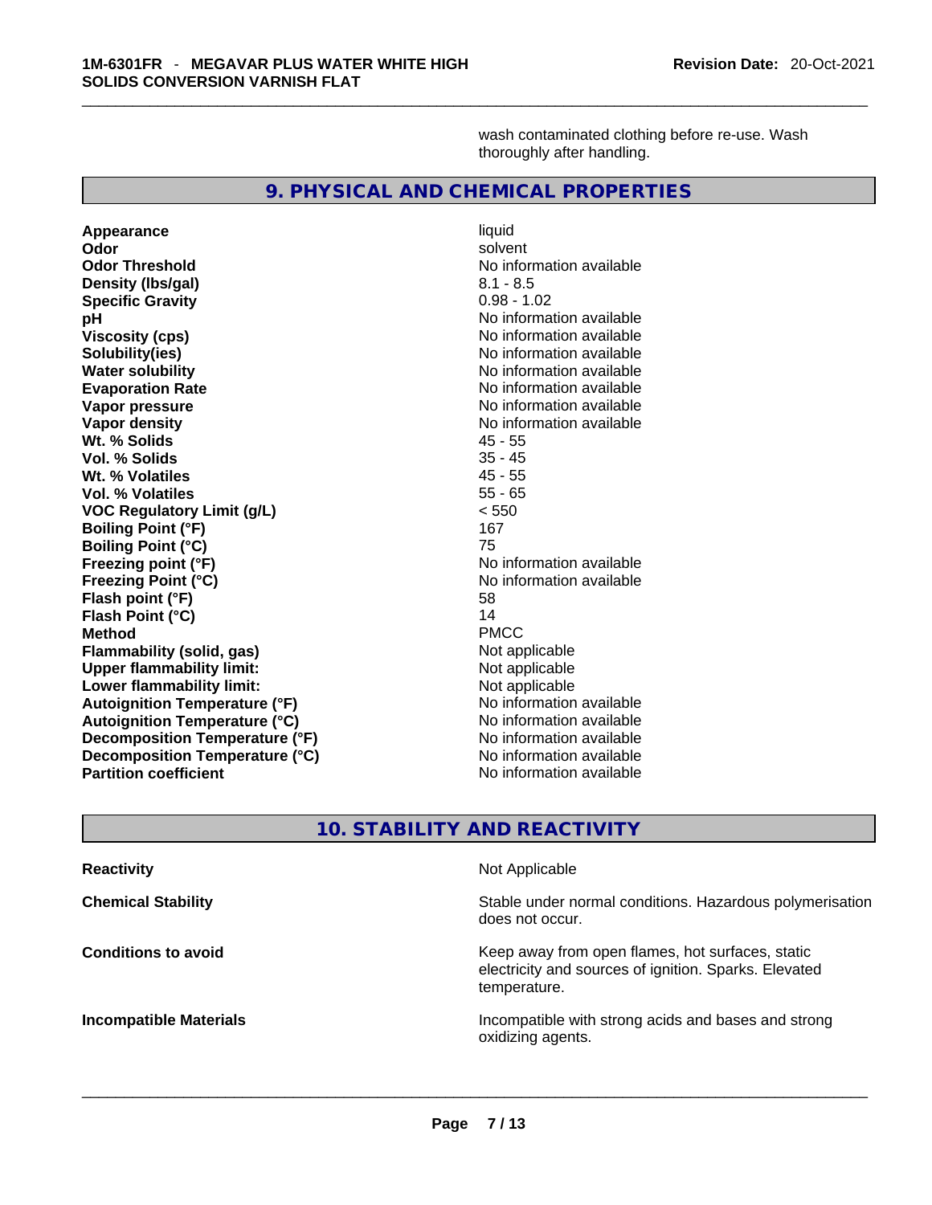wash contaminated clothing before re-use. Wash thoroughly after handling.

## 9. PHYSICAL AND CHEMICAL PROPERTIES

| | |
|---|---|
| **Appearance** | liquid |
| **Odor** | solvent |
| **Odor Threshold** | No information available |
| **Density (lbs/gal)** | 8.1 - 8.5 |
| **Specific Gravity** | 0.98 - 1.02 |
| **pH** | No information available |
| **Viscosity (cps)** | No information available |
| **Solubility(ies)** | No information available |
| **Water solubility** | No information available |
| **Evaporation Rate** | No information available |
| **Vapor pressure** | No information available |
| **Vapor density** | No information available |
| **Wt. % Solids** | 45 - 55 |
| **Vol. % Solids** | 35 - 45 |
| **Wt. % Volatiles** | 45 - 55 |
| **Vol. % Volatiles** | 55 - 65 |
| **VOC Regulatory Limit (g/L)** | < 550 |
| **Boiling Point (°F)** | 167 |
| **Boiling Point (°C)** | 75 |
| **Freezing point (°F)** | No information available |
| **Freezing Point (°C)** | No information available |
| **Flash point (°F)** | 58 |
| **Flash Point (°C)** | 14 |
| **Method** | PMCC |
| **Flammability (solid, gas)** | Not applicable |
| **Upper flammability limit:** | Not applicable |
| **Lower flammability limit:** | Not applicable |
| **Autoignition Temperature (°F)** | No information available |
| **Autoignition Temperature (°C)** | No information available |
| **Decomposition Temperature (°F)** | No information available |
| **Decomposition Temperature (°C)** | No information available |
| **Partition coefficient** | No information available |

## 10. STABILITY AND REACTIVITY

| | |
|---|---|
| **Reactivity** | Not Applicable |
| **Chemical Stability** | Stable under normal conditions. Hazardous polymerisation does not occur. |
| **Conditions to avoid** | Keep away from open flames, hot surfaces, static electricity and sources of ignition. Sparks. Elevated temperature. |
| **Incompatible Materials** | Incompatible with strong acids and bases and strong oxidizing agents. |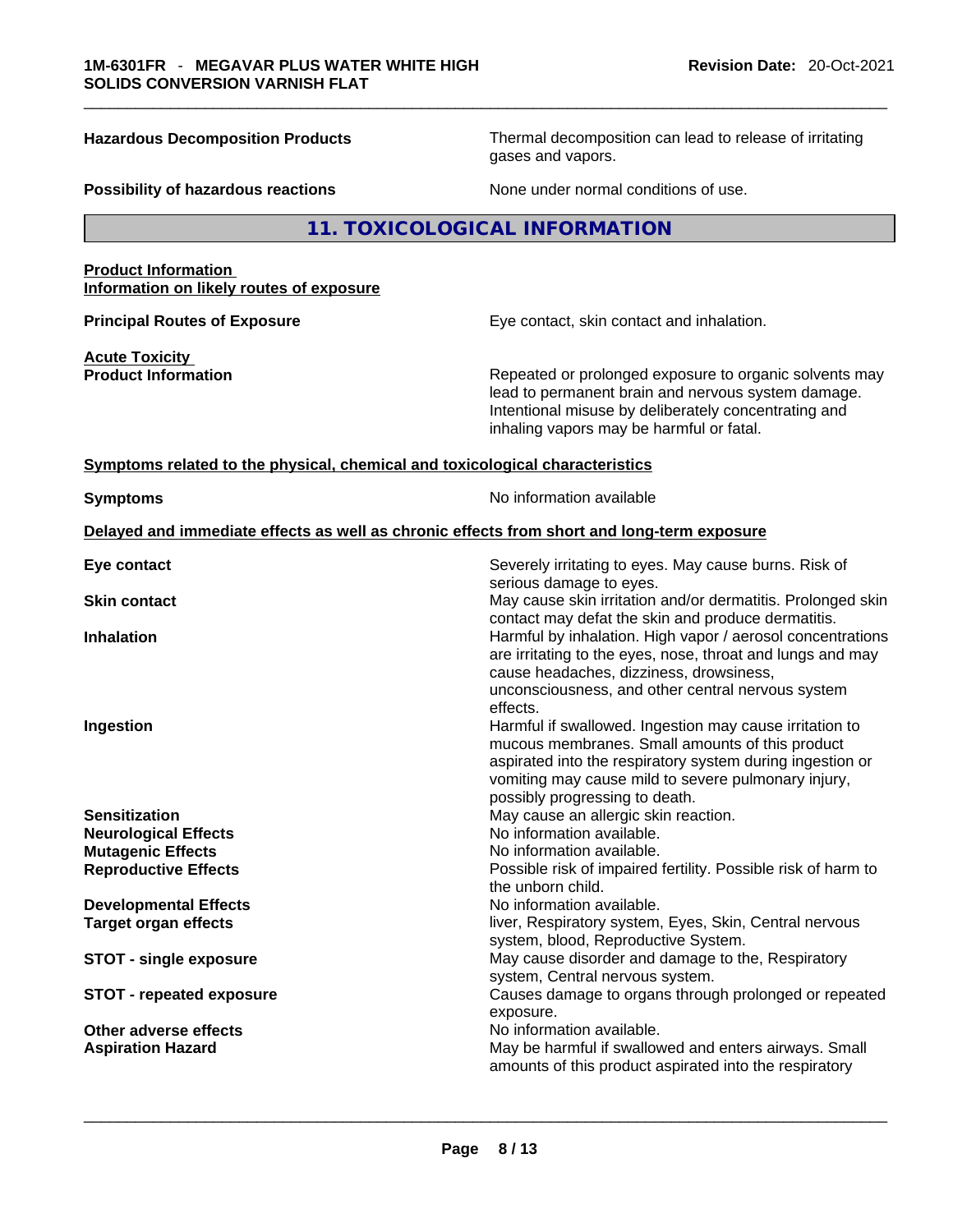**Hazardous Decomposition Products** — Thermal decomposition can lead to release of irritating gases and vapors.

**Possibility of hazardous reactions** — None under normal conditions of use.

## 11. TOXICOLOGICAL INFORMATION

**Product Information**
**Information on likely routes of exposure**

**Principal Routes of Exposure** — Eye contact, skin contact and inhalation.

**Acute Toxicity**
**Product Information** — Repeated or prolonged exposure to organic solvents may lead to permanent brain and nervous system damage. Intentional misuse by deliberately concentrating and inhaling vapors may be harmful or fatal.

**Symptoms related to the physical, chemical and toxicological characteristics**

**Symptoms** — No information available

**Delayed and immediate effects as well as chronic effects from short and long-term exposure**

**Eye contact** — Severely irritating to eyes. May cause burns. Risk of serious damage to eyes.

**Skin contact** — May cause skin irritation and/or dermatitis. Prolonged skin contact may defat the skin and produce dermatitis.

**Inhalation** — Harmful by inhalation. High vapor / aerosol concentrations are irritating to the eyes, nose, throat and lungs and may cause headaches, dizziness, drowsiness, unconsciousness, and other central nervous system effects.

**Ingestion** — Harmful if swallowed. Ingestion may cause irritation to mucous membranes. Small amounts of this product aspirated into the respiratory system during ingestion or vomiting may cause mild to severe pulmonary injury, possibly progressing to death.

**Sensitization** — May cause an allergic skin reaction.

**Neurological Effects** — No information available.

**Mutagenic Effects** — No information available.

**Reproductive Effects** — Possible risk of impaired fertility. Possible risk of harm to the unborn child.

**Developmental Effects** — No information available.

**Target organ effects** — liver, Respiratory system, Eyes, Skin, Central nervous system, blood, Reproductive System.

**STOT - single exposure** — May cause disorder and damage to the, Respiratory system, Central nervous system.

**STOT - repeated exposure** — Causes damage to organs through prolonged or repeated exposure.

**Other adverse effects** — No information available.

**Aspiration Hazard** — May be harmful if swallowed and enters airways. Small amounts of this product aspirated into the respiratory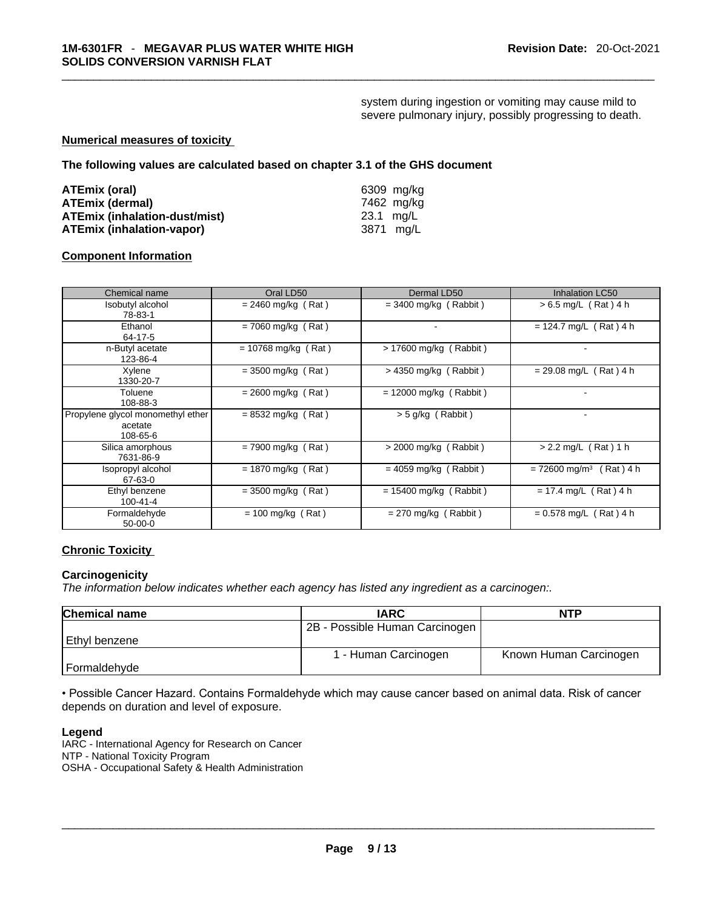system during ingestion or vomiting may cause mild to severe pulmonary injury, possibly progressing to death.

**Numerical measures of toxicity**

**The following values are calculated based on chapter 3.1 of the GHS document**

| | |
|---|---|
| **ATEmix (oral)** | 6309 mg/kg |
| **ATEmix (dermal)** | 7462 mg/kg |
| **ATEmix (inhalation-dust/mist)** | 23.1 mg/L |
| **ATEmix (inhalation-vapor)** | 3871 mg/L |

**Component Information**

| Chemical name | Oral LD50 | Dermal LD50 | Inhalation LC50 |
|---|---|---|---|
| Isobutyl alcohol<br>78-83-1 | = 2460 mg/kg ( Rat ) | = 3400 mg/kg ( Rabbit ) | > 6.5 mg/L ( Rat ) 4 h |
| Ethanol<br>64-17-5 | = 7060 mg/kg ( Rat ) | - | = 124.7 mg/L ( Rat ) 4 h |
| n-Butyl acetate<br>123-86-4 | = 10768 mg/kg ( Rat ) | > 17600 mg/kg ( Rabbit ) | - |
| Xylene<br>1330-20-7 | = 3500 mg/kg ( Rat ) | > 4350 mg/kg ( Rabbit ) | = 29.08 mg/L ( Rat ) 4 h |
| Toluene<br>108-88-3 | = 2600 mg/kg ( Rat ) | = 12000 mg/kg ( Rabbit ) | - |
| Propylene glycol monomethyl ether acetate<br>108-65-6 | = 8532 mg/kg ( Rat ) | > 5 g/kg ( Rabbit ) | - |
| Silica amorphous<br>7631-86-9 | = 7900 mg/kg ( Rat ) | > 2000 mg/kg ( Rabbit ) | > 2.2 mg/L ( Rat ) 1 h |
| Isopropyl alcohol<br>67-63-0 | = 1870 mg/kg ( Rat ) | = 4059 mg/kg ( Rabbit ) | = 72600 mg/m$^3$ ( Rat ) 4 h |
| Ethyl benzene<br>100-41-4 | = 3500 mg/kg ( Rat ) | = 15400 mg/kg ( Rabbit ) | = 17.4 mg/L ( Rat ) 4 h |
| Formaldehyde<br>50-00-0 | = 100 mg/kg ( Rat ) | = 270 mg/kg ( Rabbit ) | = 0.578 mg/L ( Rat ) 4 h |

**Chronic Toxicity**

**Carcinogenicity**

*The information below indicates whether each agency has listed any ingredient as a carcinogen:.*

| Chemical name | IARC | NTP |
|---|---|---|
| Ethyl benzene | 2B - Possible Human Carcinogen | |
| Formaldehyde | 1 - Human Carcinogen | Known Human Carcinogen |

• Possible Cancer Hazard. Contains Formaldehyde which may cause cancer based on animal data. Risk of cancer depends on duration and level of exposure.

**Legend**

IARC - International Agency for Research on Cancer
NTP - National Toxicity Program
OSHA - Occupational Safety & Health Administration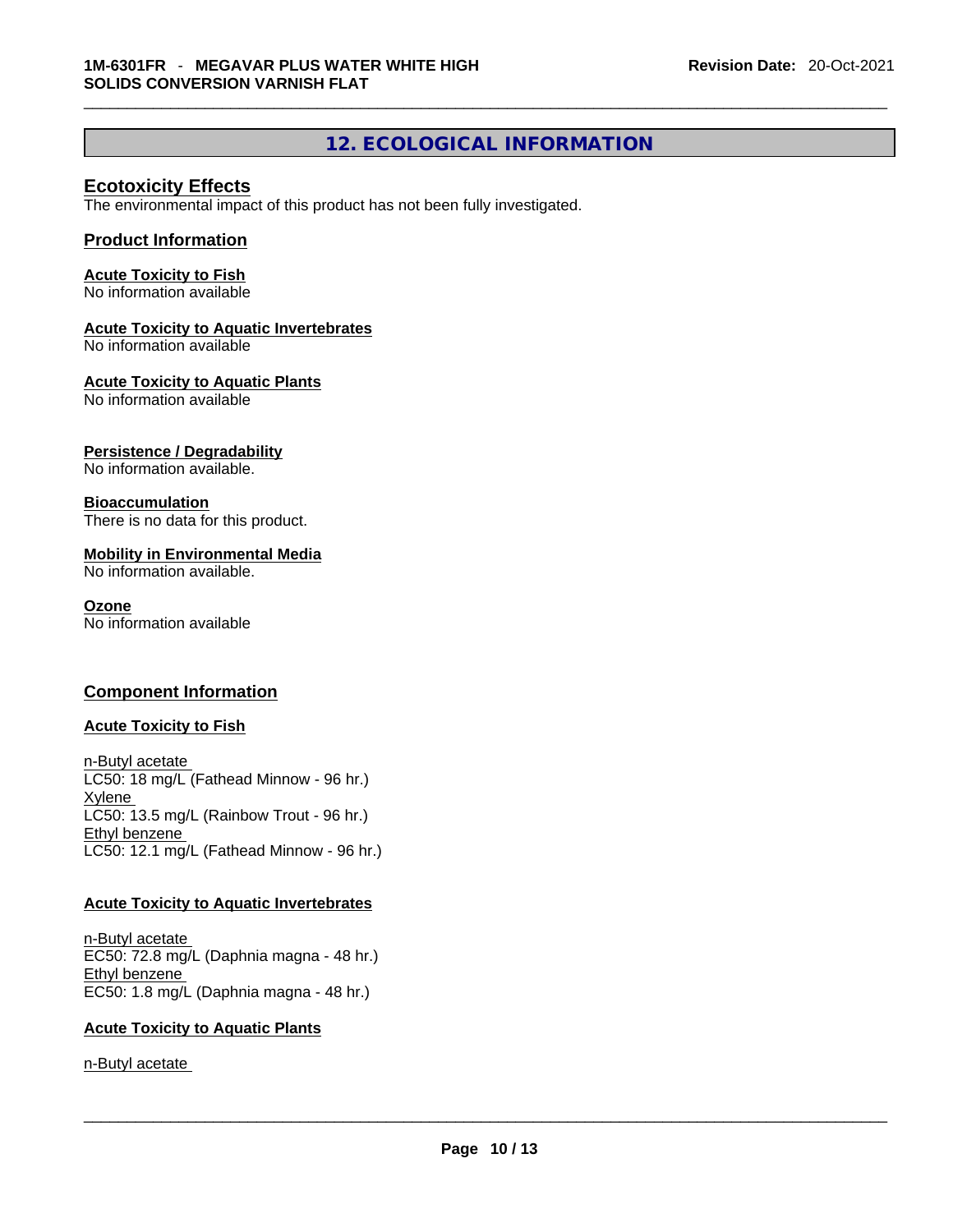## 12. ECOLOGICAL INFORMATION

### Ecotoxicity Effects

The environmental impact of this product has not been fully investigated.

### Product Information

**Acute Toxicity to Fish**
No information available

**Acute Toxicity to Aquatic Invertebrates**
No information available

**Acute Toxicity to Aquatic Plants**
No information available

**Persistence / Degradability**
No information available.

**Bioaccumulation**
There is no data for this product.

**Mobility in Environmental Media**
No information available.

**Ozone**
No information available

### Component Information

**Acute Toxicity to Fish**

n-Butyl acetate
LC50: 18 mg/L (Fathead Minnow - 96 hr.)
Xylene
LC50: 13.5 mg/L (Rainbow Trout - 96 hr.)
Ethyl benzene
LC50: 12.1 mg/L (Fathead Minnow - 96 hr.)

**Acute Toxicity to Aquatic Invertebrates**

n-Butyl acetate
EC50: 72.8 mg/L (Daphnia magna - 48 hr.)
Ethyl benzene
EC50: 1.8 mg/L (Daphnia magna - 48 hr.)

**Acute Toxicity to Aquatic Plants**

n-Butyl acetate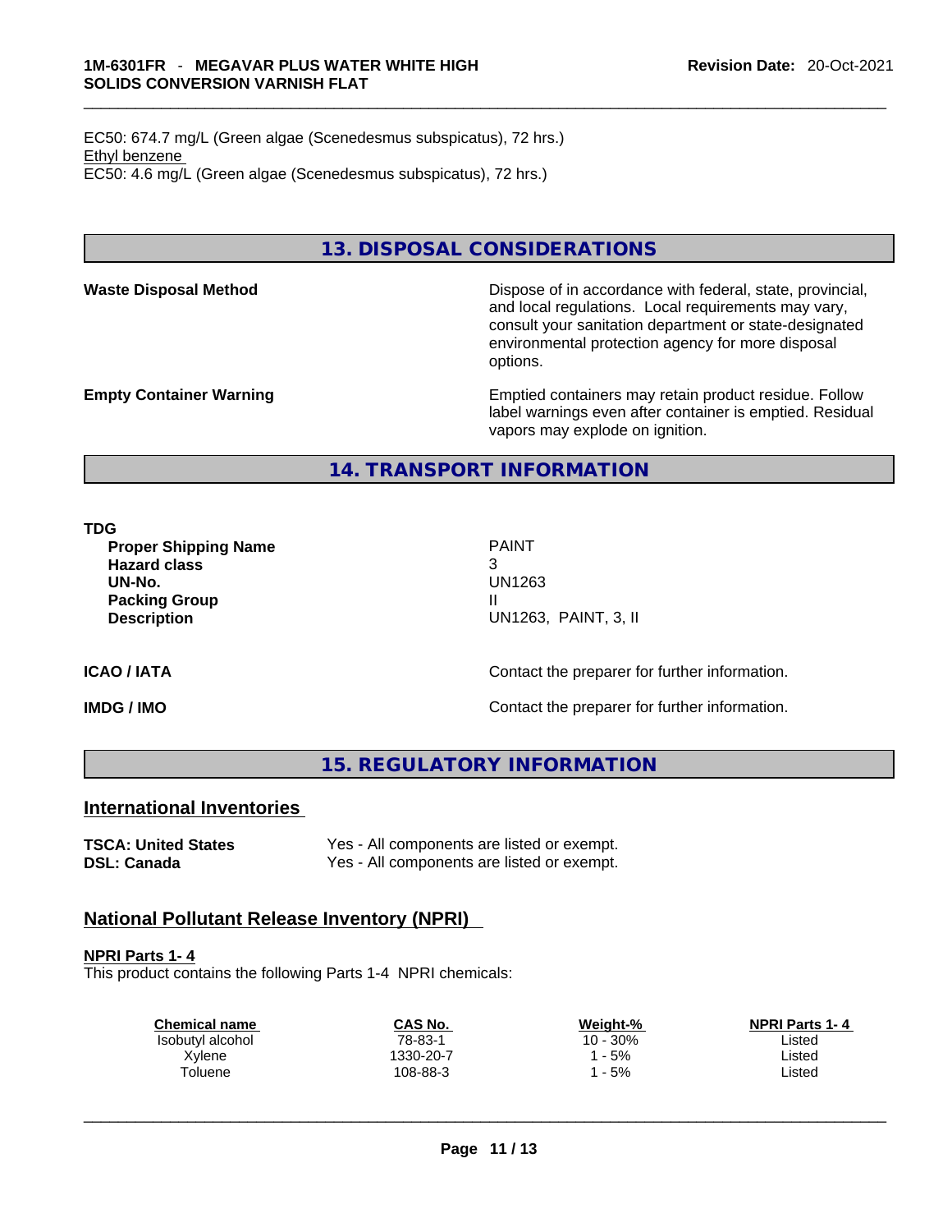EC50: 674.7 mg/L (Green algae (Scenedesmus subspicatus), 72 hrs.)
Ethyl benzene
EC50: 4.6 mg/L (Green algae (Scenedesmus subspicatus), 72 hrs.)

## 13. DISPOSAL CONSIDERATIONS

**Waste Disposal Method** Dispose of in accordance with federal, state, provincial, and local regulations. Local requirements may vary, consult your sanitation department or state-designated environmental protection agency for more disposal options.

**Empty Container Warning** Emptied containers may retain product residue. Follow label warnings even after container is emptied. Residual vapors may explode on ignition.

## 14. TRANSPORT INFORMATION

**TDG**

| | |
|---|---|
| **Proper Shipping Name** | PAINT |
| **Hazard class** | 3 |
| **UN-No.** | UN1263 |
| **Packing Group** | II |
| **Description** | UN1263, PAINT, 3, II |

**ICAO / IATA** Contact the preparer for further information.

**IMDG / IMO** Contact the preparer for further information.

## 15. REGULATORY INFORMATION

### International Inventories

| | |
|---|---|
| **TSCA: United States** | Yes - All components are listed or exempt. |
| **DSL: Canada** | Yes - All components are listed or exempt. |

### National Pollutant Release Inventory (NPRI)

**NPRI Parts 1- 4**
This product contains the following Parts 1-4 NPRI chemicals:

| Chemical name | CAS No. | Weight-% | NPRI Parts 1- 4 |
|---|---|---|---|
| Isobutyl alcohol | 78-83-1 | 10 - 30% | Listed |
| Xylene | 1330-20-7 | 1 - 5% | Listed |
| Toluene | 108-88-3 | 1 - 5% | Listed |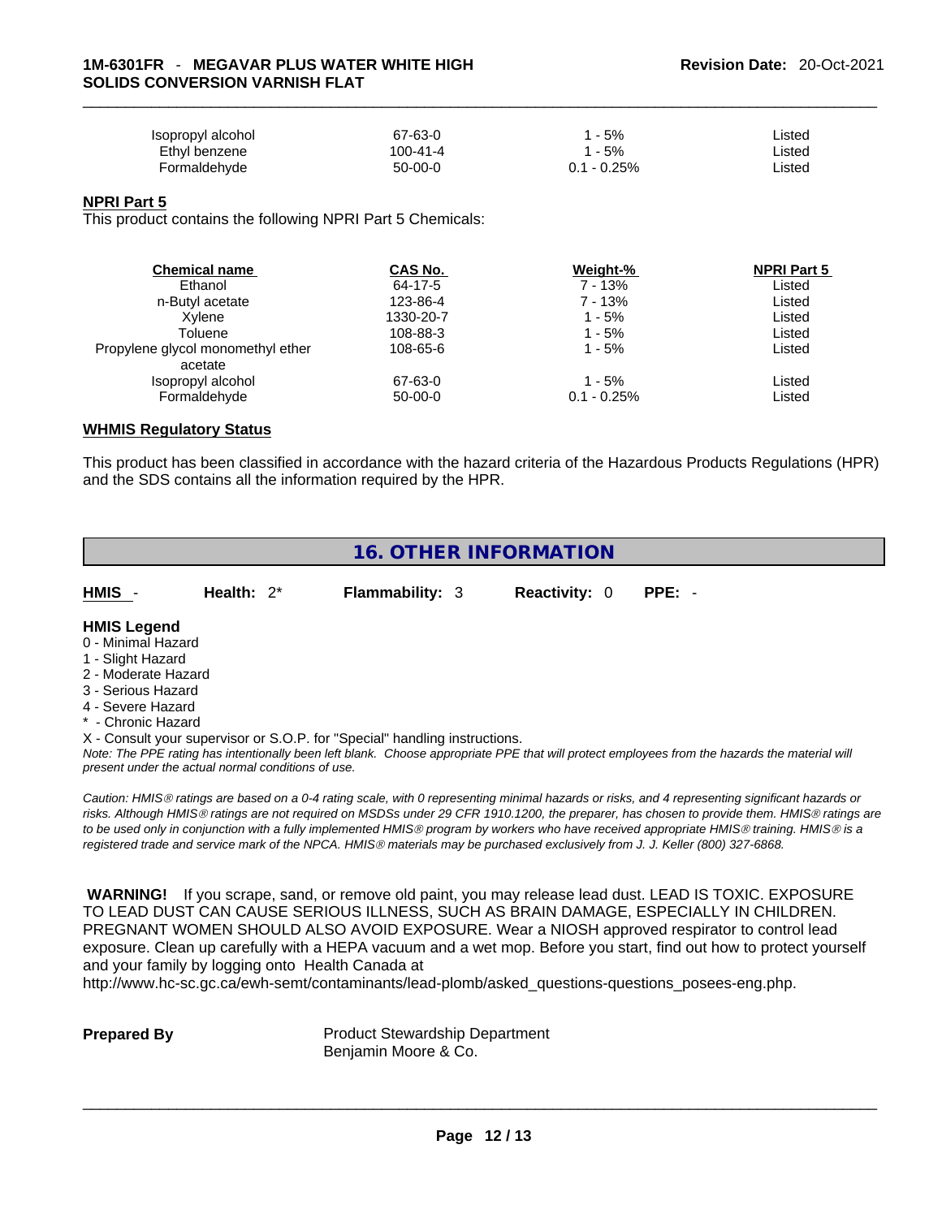| | | | |
|---|---|---|---|
| Isopropyl alcohol | 67-63-0 | 1 - 5% | Listed |
| Ethyl benzene | 100-41-4 | 1 - 5% | Listed |
| Formaldehyde | 50-00-0 | 0.1 - 0.25% | Listed |

**NPRI Part 5**

This product contains the following NPRI Part 5 Chemicals:

| Chemical name | CAS No. | Weight-% | NPRI Part 5 |
|---|---|---|---|
| Ethanol | 64-17-5 | 7 - 13% | Listed |
| n-Butyl acetate | 123-86-4 | 7 - 13% | Listed |
| Xylene | 1330-20-7 | 1 - 5% | Listed |
| Toluene | 108-88-3 | 1 - 5% | Listed |
| Propylene glycol monomethyl ether acetate | 108-65-6 | 1 - 5% | Listed |
| Isopropyl alcohol | 67-63-0 | 1 - 5% | Listed |
| Formaldehyde | 50-00-0 | 0.1 - 0.25% | Listed |

**WHMIS Regulatory Status**

This product has been classified in accordance with the hazard criteria of the Hazardous Products Regulations (HPR) and the SDS contains all the information required by the HPR.

## 16. OTHER INFORMATION

| HMIS - | Health: 2* | Flammability: 3 | Reactivity: 0 | PPE: - |
|---|---|---|---|---|

**HMIS Legend**

0 - Minimal Hazard
1 - Slight Hazard
2 - Moderate Hazard
3 - Serious Hazard
4 - Severe Hazard
* - Chronic Hazard
X - Consult your supervisor or S.O.P. for "Special" handling instructions.

*Note: The PPE rating has intentionally been left blank. Choose appropriate PPE that will protect employees from the hazards the material will present under the actual normal conditions of use.*

*Caution: HMIS® ratings are based on a 0-4 rating scale, with 0 representing minimal hazards or risks, and 4 representing significant hazards or risks. Although HMIS® ratings are not required on MSDSs under 29 CFR 1910.1200, the preparer, has chosen to provide them. HMIS® ratings are to be used only in conjunction with a fully implemented HMIS® program by workers who have received appropriate HMIS® training. HMIS® is a registered trade and service mark of the NPCA. HMIS® materials may be purchased exclusively from J. J. Keller (800) 327-6868.*

**WARNING!** If you scrape, sand, or remove old paint, you may release lead dust. LEAD IS TOXIC. EXPOSURE TO LEAD DUST CAN CAUSE SERIOUS ILLNESS, SUCH AS BRAIN DAMAGE, ESPECIALLY IN CHILDREN. PREGNANT WOMEN SHOULD ALSO AVOID EXPOSURE. Wear a NIOSH approved respirator to control lead exposure. Clean up carefully with a HEPA vacuum and a wet mop. Before you start, find out how to protect yourself and your family by logging onto Health Canada at http://www.hc-sc.gc.ca/ewh-semt/contaminants/lead-plomb/asked_questions-questions_posees-eng.php.

**Prepared By** Product Stewardship Department
Benjamin Moore & Co.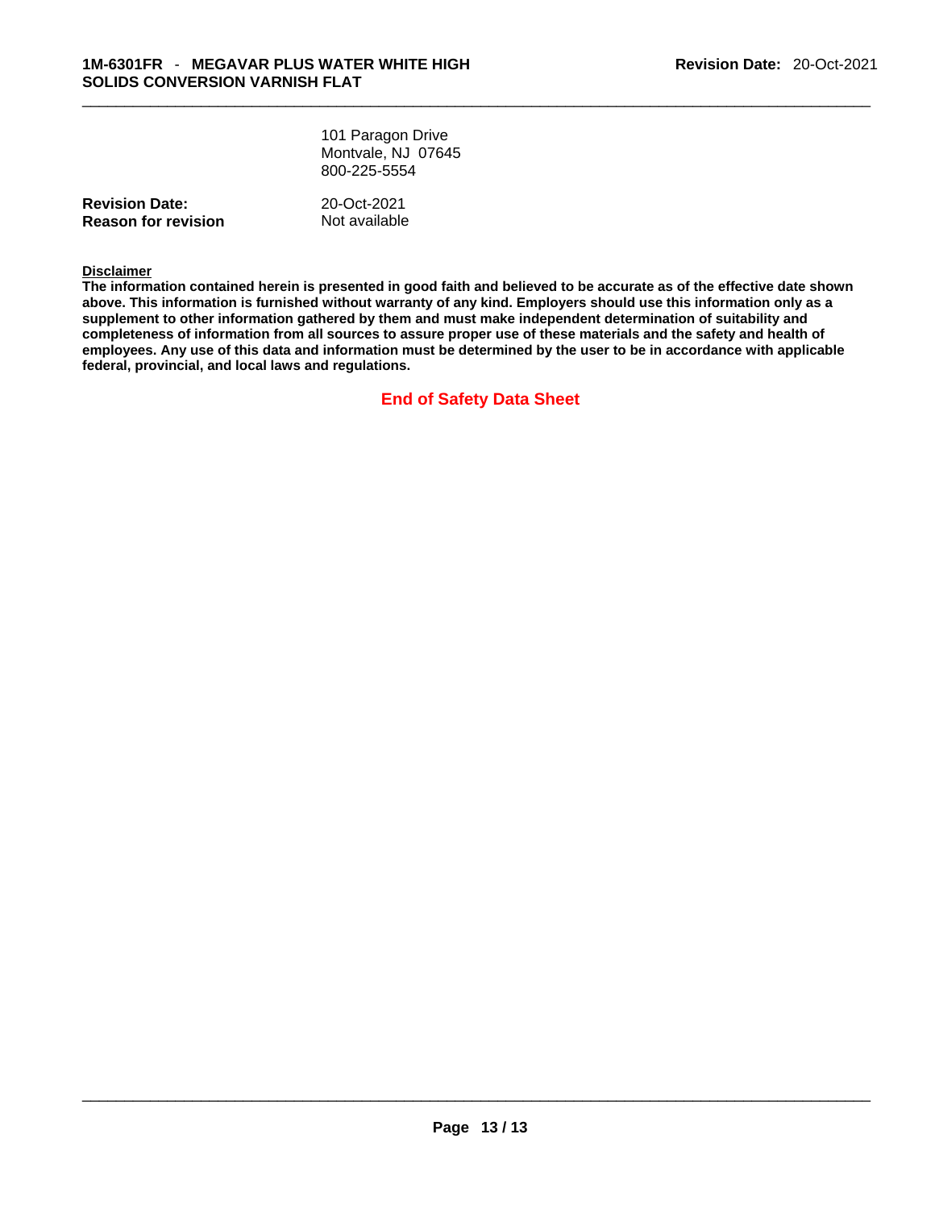101 Paragon Drive
Montvale, NJ 07645
800-225-5554

**Revision Date:** 20-Oct-2021
**Reason for revision** Not available

**Disclaimer**

**The information contained herein is presented in good faith and believed to be accurate as of the effective date shown above. This information is furnished without warranty of any kind. Employers should use this information only as a supplement to other information gathered by them and must make independent determination of suitability and completeness of information from all sources to assure proper use of these materials and the safety and health of employees. Any use of this data and information must be determined by the user to be in accordance with applicable federal, provincial, and local laws and regulations.**

**End of Safety Data Sheet**